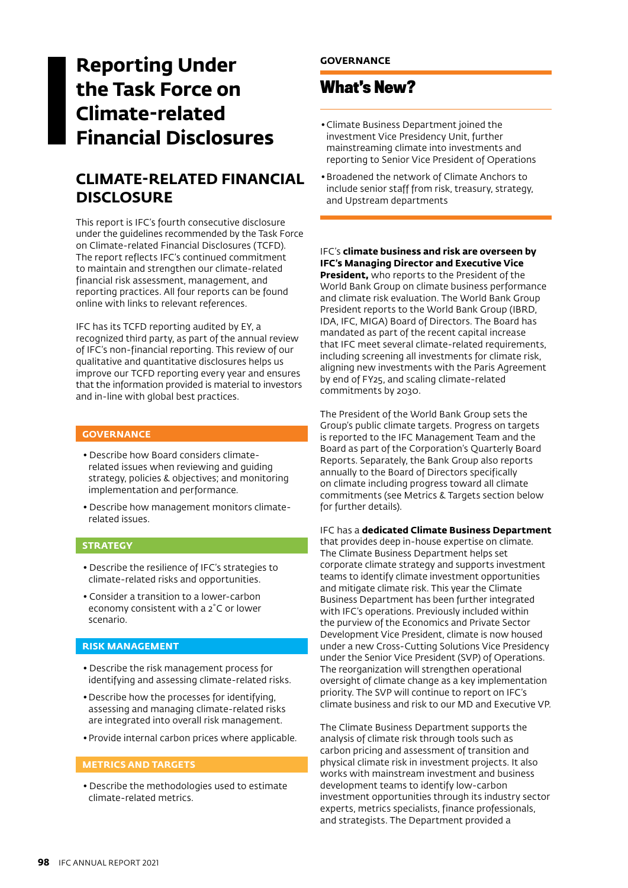# Reporting Under the Task Force on Climate-related Financial Disclosures

## CLIMATE-RELATED FINANCIAL DISCLOSURE

This report is IFC's fourth consecutive disclosure under the guidelines recommended by the Task Force on Climate-related Financial Disclosures (TCFD). The report reflects IFC's continued commitment to maintain and strengthen our climate-related financial risk assessment, management, and reporting practices. All four reports can be found online with links to relevant references.

IFC has its TCFD reporting audited by EY, a recognized third party, as part of the annual review of IFC's non-financial reporting. This review of our qualitative and quantitative disclosures helps us improve our TCFD reporting every year and ensures that the information provided is material to investors and in-line with global best practices.

**GOVERNANCE**

- Describe how Board considers climate-related issues when reviewing and guiding strategy, policies & objectives; and monitoring implementation and performance.
- Describe how management monitors climate-related issues.

**STRATEGY**

- Describe the resilience of IFC's strategies to climate-related risks and opportunities.
- Consider a transition to a lower-carbon economy consistent with a 2˚C or lower scenario.

**RISK MANAGEMENT**

- Describe the risk management process for identifying and assessing climate-related risks.
- Describe how the processes for identifying, assessing and managing climate-related risks are integrated into overall risk management.
- Provide internal carbon prices where applicable.

**METRICS AND TARGETS**

- Describe the methodologies used to estimate climate-related metrics.

### GOVERNANCE

**What's New?**

- Climate Business Department joined the investment Vice Presidency Unit, further mainstreaming climate into investments and reporting to Senior Vice President of Operations
- Broadened the network of Climate Anchors to include senior staff from risk, treasury, strategy, and Upstream departments

IFC's **climate business and risk are overseen by IFC's Managing Director and Executive Vice President,** who reports to the President of the World Bank Group on climate business performance and climate risk evaluation. The World Bank Group President reports to the World Bank Group (IBRD, IDA, IFC, MIGA) Board of Directors. The Board has mandated as part of the recent capital increase that IFC meet several climate-related requirements, including screening all investments for climate risk, aligning new investments with the Paris Agreement by end of FY25, and scaling climate-related commitments by 2030.

The President of the World Bank Group sets the Group's public climate targets. Progress on targets is reported to the IFC Management Team and the Board as part of the Corporation's Quarterly Board Reports. Separately, the Bank Group also reports annually to the Board of Directors specifically on climate including progress toward all climate commitments (see Metrics & Targets section below for further details).

IFC has a **dedicated Climate Business Department** that provides deep in-house expertise on climate. The Climate Business Department helps set corporate climate strategy and supports investment teams to identify climate investment opportunities and mitigate climate risk. This year the Climate Business Department has been further integrated with IFC's operations. Previously included within the purview of the Economics and Private Sector Development Vice President, climate is now housed under a new Cross-Cutting Solutions Vice Presidency under the Senior Vice President (SVP) of Operations. The reorganization will strengthen operational oversight of climate change as a key implementation priority. The SVP will continue to report on IFC's climate business and risk to our MD and Executive VP.

The Climate Business Department supports the analysis of climate risk through tools such as carbon pricing and assessment of transition and physical climate risk in investment projects. It also works with mainstream investment and business development teams to identify low-carbon investment opportunities through its industry sector experts, metrics specialists, finance professionals, and strategists. The Department provided a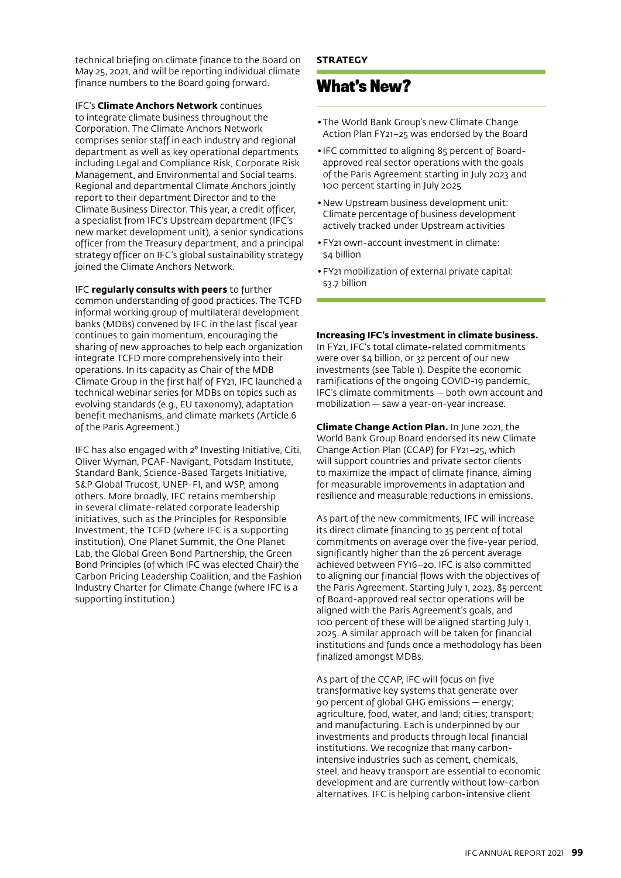technical briefing on climate finance to the Board on May 25, 2021, and will be reporting individual climate finance numbers to the Board going forward.

IFC's **Climate Anchors Network** continues to integrate climate business throughout the Corporation. The Climate Anchors Network comprises senior staff in each industry and regional department as well as key operational departments including Legal and Compliance Risk, Corporate Risk Management, and Environmental and Social teams. Regional and departmental Climate Anchors jointly report to their department Director and to the Climate Business Director. This year, a credit officer, a specialist from IFC's Upstream department (IFC's new market development unit), a senior syndications officer from the Treasury department, and a principal strategy officer on IFC's global sustainability strategy joined the Climate Anchors Network.

IFC **regularly consults with peers** to further common understanding of good practices. The TCFD informal working group of multilateral development banks (MDBs) convened by IFC in the last fiscal year continues to gain momentum, encouraging the sharing of new approaches to help each organization integrate TCFD more comprehensively into their operations. In its capacity as Chair of the MDB Climate Group in the first half of FY21, IFC launched a technical webinar series for MDBs on topics such as evolving standards (e.g., EU taxonomy), adaptation benefit mechanisms, and climate markets (Article 6 of the Paris Agreement.)

IFC has also engaged with 2° Investing Initiative, Citi, Oliver Wyman, PCAF-Navigant, Potsdam Institute, Standard Bank, Science-Based Targets Initiative, S&P Global Trucost, UNEP-FI, and WSP, among others. More broadly, IFC retains membership in several climate-related corporate leadership initiatives, such as the Principles for Responsible Investment, the TCFD (where IFC is a supporting institution), One Planet Summit, the One Planet Lab, the Global Green Bond Partnership, the Green Bond Principles (of which IFC was elected Chair) the Carbon Pricing Leadership Coalition, and the Fashion Industry Charter for Climate Change (where IFC is a supporting institution.)

**STRATEGY**

## What's New?

- The World Bank Group's new Climate Change Action Plan FY21–25 was endorsed by the Board
- IFC committed to aligning 85 percent of Board-approved real sector operations with the goals of the Paris Agreement starting in July 2023 and 100 percent starting in July 2025
- New Upstream business development unit: Climate percentage of business development actively tracked under Upstream activities
- FY21 own-account investment in climate: $4 billion
- FY21 mobilization of external private capital: $3.7 billion

**Increasing IFC's investment in climate business.** In FY21, IFC's total climate-related commitments were over $4 billion, or 32 percent of our new investments (see Table 1). Despite the economic ramifications of the ongoing COVID-19 pandemic, IFC's climate commitments — both own account and mobilization — saw a year-on-year increase.

**Climate Change Action Plan.** In June 2021, the World Bank Group Board endorsed its new Climate Change Action Plan (CCAP) for FY21–25, which will support countries and private sector clients to maximize the impact of climate finance, aiming for measurable improvements in adaptation and resilience and measurable reductions in emissions.

As part of the new commitments, IFC will increase its direct climate financing to 35 percent of total commitments on average over the five-year period, significantly higher than the 26 percent average achieved between FY16–20. IFC is also committed to aligning our financial flows with the objectives of the Paris Agreement. Starting July 1, 2023, 85 percent of Board-approved real sector operations will be aligned with the Paris Agreement's goals, and 100 percent of these will be aligned starting July 1, 2025. A similar approach will be taken for financial institutions and funds once a methodology has been finalized amongst MDBs.

As part of the CCAP, IFC will focus on five transformative key systems that generate over 90 percent of global GHG emissions — energy; agriculture, food, water, and land; cities; transport; and manufacturing. Each is underpinned by our investments and products through local financial institutions. We recognize that many carbon-intensive industries such as cement, chemicals, steel, and heavy transport are essential to economic development and are currently without low-carbon alternatives. IFC is helping carbon-intensive client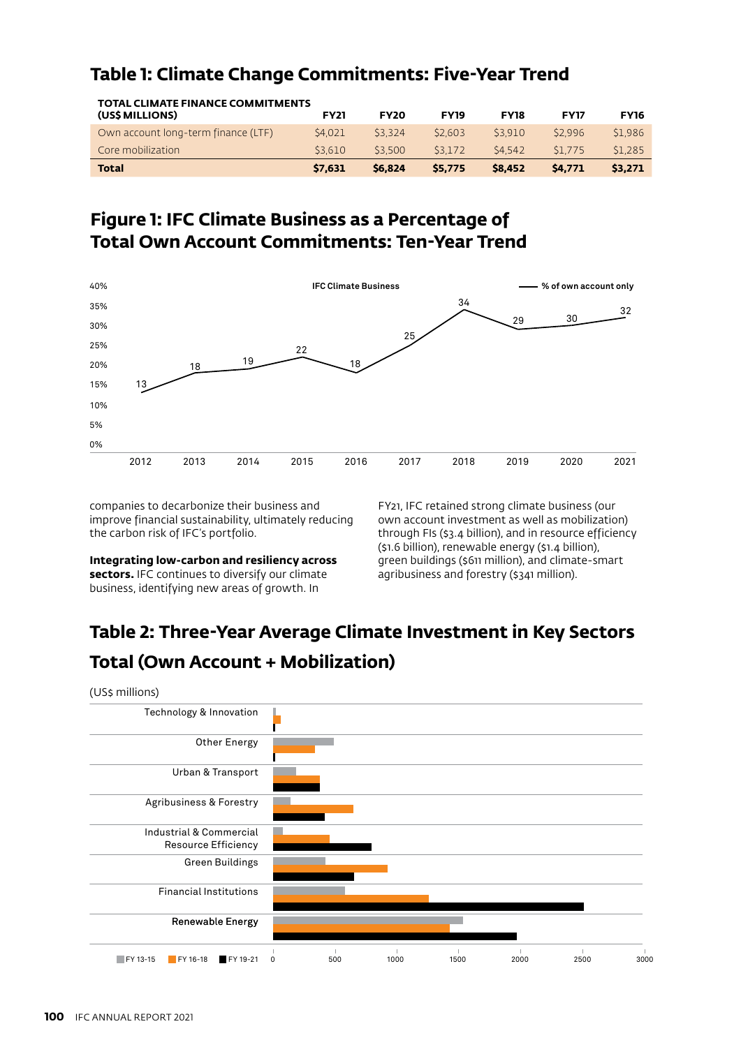## Table 1: Climate Change Commitments: Five-Year Trend

| TOTAL CLIMATE FINANCE COMMITMENTS (US$ MILLIONS) | FY21 | FY20 | FY19 | FY18 | FY17 | FY16 |
|---|---|---|---|---|---|---|
| Own account long-term finance (LTF) | $4,021 | $3,324 | $2,603 | $3,910 | $2,996 | $1,986 |
| Core mobilization | $3,610 | $3,500 | $3,172 | $4,542 | $1,775 | $1,285 |
| **Total** | **$7,631** | **$6,824** | **$5,775** | **$8,452** | **$4,771** | **$3,271** |

## Figure 1: IFC Climate Business as a Percentage of Total Own Account Commitments: Ten-Year Trend

IFC Climate Business — % of own account only

| 2012 | 2013 | 2014 | 2015 | 2016 | 2017 | 2018 | 2019 | 2020 | 2021 |
|---|---|---|---|---|---|---|---|---|---|
| 13 | 18 | 19 | 22 | 18 | 25 | 34 | 29 | 30 | 32 |

companies to decarbonize their business and improve financial sustainability, ultimately reducing the carbon risk of IFC's portfolio.

**Integrating low-carbon and resiliency across sectors.** IFC continues to diversify our climate business, identifying new areas of growth. In FY21, IFC retained strong climate business (our own account investment as well as mobilization) through FIs ($3.4 billion), and in resource efficiency ($1.6 billion), renewable energy ($1.4 billion), green buildings ($611 million), and climate-smart agribusiness and forestry ($341 million).

## Table 2: Three-Year Average Climate Investment in Key Sectors Total (Own Account + Mobilization)

(US$ millions)

Sectors: Technology & Innovation; Other Energy; Urban & Transport; Agribusiness & Forestry; Industrial & Commercial Resource Efficiency; Green Buildings; Financial Institutions; Renewable Energy

Legend: FY 13-15; FY 16-18; FY 19-21

Axis: 0, 500, 1000, 1500, 2000, 2500, 3000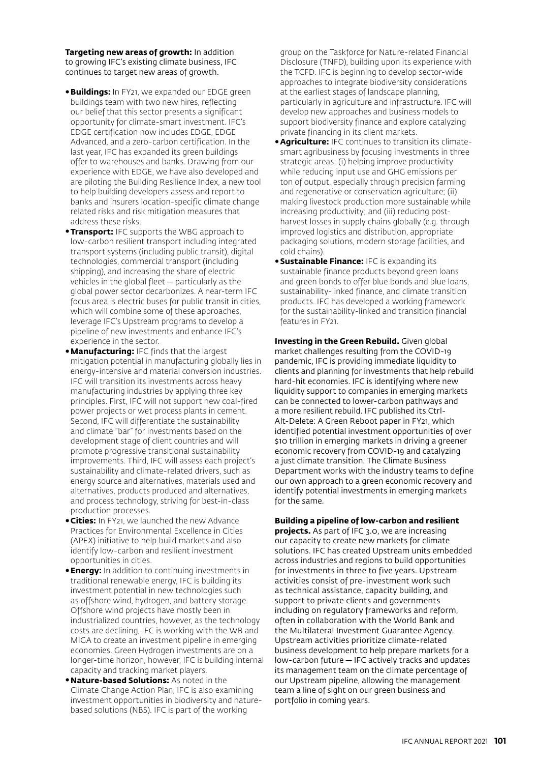**Targeting new areas of growth:** In addition to growing IFC's existing climate business, IFC continues to target new areas of growth.

- **Buildings:** In FY21, we expanded our EDGE green buildings team with two new hires, reflecting our belief that this sector presents a significant opportunity for climate-smart investment. IFC's EDGE certification now includes EDGE, EDGE Advanced, and a zero-carbon certification. In the last year, IFC has expanded its green buildings offer to warehouses and banks. Drawing from our experience with EDGE, we have also developed and are piloting the Building Resilience Index, a new tool to help building developers assess and report to banks and insurers location-specific climate change related risks and risk mitigation measures that address these risks.
- **Transport:** IFC supports the WBG approach to low-carbon resilient transport including integrated transport systems (including public transit), digital technologies, commercial transport (including shipping), and increasing the share of electric vehicles in the global fleet — particularly as the global power sector decarbonizes. A near-term IFC focus area is electric buses for public transit in cities, which will combine some of these approaches, leverage IFC's Upstream programs to develop a pipeline of new investments and enhance IFC's experience in the sector.
- **Manufacturing:** IFC finds that the largest mitigation potential in manufacturing globally lies in energy-intensive and material conversion industries. IFC will transition its investments across heavy manufacturing industries by applying three key principles. First, IFC will not support new coal-fired power projects or wet process plants in cement. Second, IFC will differentiate the sustainability and climate "bar" for investments based on the development stage of client countries and will promote progressive transitional sustainability improvements. Third, IFC will assess each project's sustainability and climate-related drivers, such as energy source and alternatives, materials used and alternatives, products produced and alternatives, and process technology, striving for best-in-class production processes.
- **Cities:** In FY21, we launched the new Advance Practices for Environmental Excellence in Cities (APEX) initiative to help build markets and also identify low-carbon and resilient investment opportunities in cities.
- **Energy:** In addition to continuing investments in traditional renewable energy, IFC is building its investment potential in new technologies such as offshore wind, hydrogen, and battery storage. Offshore wind projects have mostly been in industrialized countries, however, as the technology costs are declining, IFC is working with the WB and MIGA to create an investment pipeline in emerging economies. Green Hydrogen investments are on a longer-time horizon, however, IFC is building internal capacity and tracking market players.
- **Nature-based Solutions:** As noted in the Climate Change Action Plan, IFC is also examining investment opportunities in biodiversity and nature-based solutions (NBS). IFC is part of the working group on the Taskforce for Nature-related Financial Disclosure (TNFD), building upon its experience with the TCFD. IFC is beginning to develop sector-wide approaches to integrate biodiversity considerations at the earliest stages of landscape planning, particularly in agriculture and infrastructure. IFC will develop new approaches and business models to support biodiversity finance and explore catalyzing private financing in its client markets.
- **Agriculture:** IFC continues to transition its climate-smart agribusiness by focusing investments in three strategic areas: (i) helping improve productivity while reducing input use and GHG emissions per ton of output, especially through precision farming and regenerative or conservation agriculture; (ii) making livestock production more sustainable while increasing productivity; and (iii) reducing post-harvest losses in supply chains globally (e.g. through improved logistics and distribution, appropriate packaging solutions, modern storage facilities, and cold chains).
- **Sustainable Finance:** IFC is expanding its sustainable finance products beyond green loans and green bonds to offer blue bonds and blue loans, sustainability-linked finance, and climate transition products. IFC has developed a working framework for the sustainability-linked and transition financial features in FY21.

**Investing in the Green Rebuild.** Given global market challenges resulting from the COVID-19 pandemic, IFC is providing immediate liquidity to clients and planning for investments that help rebuild hard-hit economies. IFC is identifying where new liquidity support to companies in emerging markets can be connected to lower-carbon pathways and a more resilient rebuild. IFC published its Ctrl-Alt-Delete: A Green Reboot paper in FY21, which identified potential investment opportunities of over $10 trillion in emerging markets in driving a greener economic recovery from COVID-19 and catalyzing a just climate transition. The Climate Business Department works with the industry teams to define our own approach to a green economic recovery and identify potential investments in emerging markets for the same.

**Building a pipeline of low-carbon and resilient projects.** As part of IFC 3.0, we are increasing our capacity to create new markets for climate solutions. IFC has created Upstream units embedded across industries and regions to build opportunities for investments in three to five years. Upstream activities consist of pre-investment work such as technical assistance, capacity building, and support to private clients and governments including on regulatory frameworks and reform, often in collaboration with the World Bank and the Multilateral Investment Guarantee Agency. Upstream activities prioritize climate-related business development to help prepare markets for a low-carbon future — IFC actively tracks and updates its management team on the climate percentage of our Upstream pipeline, allowing the management team a line of sight on our green business and portfolio in coming years.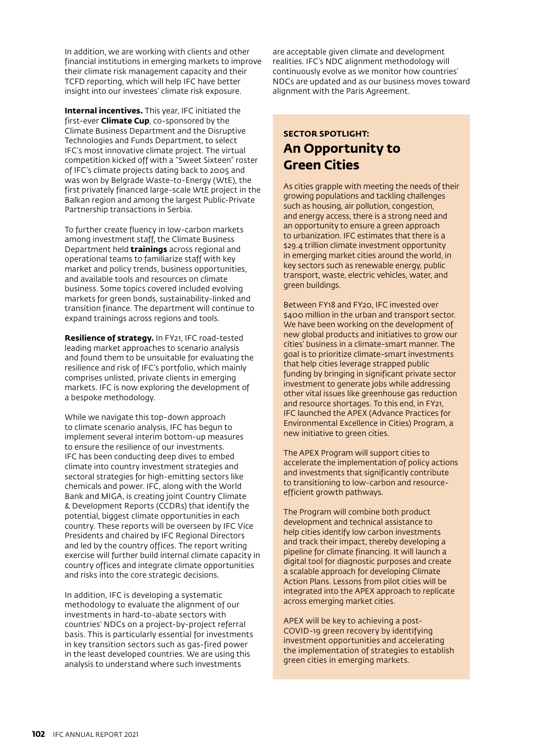In addition, we are working with clients and other financial institutions in emerging markets to improve their climate risk management capacity and their TCFD reporting, which will help IFC have better insight into our investees' climate risk exposure.

**Internal incentives.** This year, IFC initiated the first-ever **Climate Cup**, co-sponsored by the Climate Business Department and the Disruptive Technologies and Funds Department, to select IFC's most innovative climate project. The virtual competition kicked off with a "Sweet Sixteen" roster of IFC's climate projects dating back to 2005 and was won by Belgrade Waste-to-Energy (WtE), the first privately financed large-scale WtE project in the Balkan region and among the largest Public-Private Partnership transactions in Serbia.

To further create fluency in low-carbon markets among investment staff, the Climate Business Department held **trainings** across regional and operational teams to familiarize staff with key market and policy trends, business opportunities, and available tools and resources on climate business. Some topics covered included evolving markets for green bonds, sustainability-linked and transition finance. The department will continue to expand trainings across regions and tools.

**Resilience of strategy.** In FY21, IFC road-tested leading market approaches to scenario analysis and found them to be unsuitable for evaluating the resilience and risk of IFC's portfolio, which mainly comprises unlisted, private clients in emerging markets. IFC is now exploring the development of a bespoke methodology.

While we navigate this top-down approach to climate scenario analysis, IFC has begun to implement several interim bottom-up measures to ensure the resilience of our investments. IFC has been conducting deep dives to embed climate into country investment strategies and sectoral strategies for high-emitting sectors like chemicals and power. IFC, along with the World Bank and MIGA, is creating joint Country Climate & Development Reports (CCDRs) that identify the potential, biggest climate opportunities in each country. These reports will be overseen by IFC Vice Presidents and chaired by IFC Regional Directors and led by the country offices. The report writing exercise will further build internal climate capacity in country offices and integrate climate opportunities and risks into the core strategic decisions.

In addition, IFC is developing a systematic methodology to evaluate the alignment of our investments in hard-to-abate sectors with countries' NDCs on a project-by-project referral basis. This is particularly essential for investments in key transition sectors such as gas-fired power in the least developed countries. We are using this analysis to understand where such investments are acceptable given climate and development realities. IFC's NDC alignment methodology will continuously evolve as we monitor how countries' NDCs are updated and as our business moves toward alignment with the Paris Agreement.

## SECTOR SPOTLIGHT: An Opportunity to Green Cities

As cities grapple with meeting the needs of their growing populations and tackling challenges such as housing, air pollution, congestion, and energy access, there is a strong need and an opportunity to ensure a green approach to urbanization. IFC estimates that there is a $29.4 trillion climate investment opportunity in emerging market cities around the world, in key sectors such as renewable energy, public transport, waste, electric vehicles, water, and green buildings.

Between FY18 and FY20, IFC invested over $400 million in the urban and transport sector. We have been working on the development of new global products and initiatives to grow our cities' business in a climate-smart manner. The goal is to prioritize climate-smart investments that help cities leverage strapped public funding by bringing in significant private sector investment to generate jobs while addressing other vital issues like greenhouse gas reduction and resource shortages. To this end, in FY21, IFC launched the APEX (Advance Practices for Environmental Excellence in Cities) Program, a new initiative to green cities.

The APEX Program will support cities to accelerate the implementation of policy actions and investments that significantly contribute to transitioning to low-carbon and resource-efficient growth pathways.

The Program will combine both product development and technical assistance to help cities identify low carbon investments and track their impact, thereby developing a pipeline for climate financing. It will launch a digital tool for diagnostic purposes and create a scalable approach for developing Climate Action Plans. Lessons from pilot cities will be integrated into the APEX approach to replicate across emerging market cities.

APEX will be key to achieving a post-COVID-19 green recovery by identifying investment opportunities and accelerating the implementation of strategies to establish green cities in emerging markets.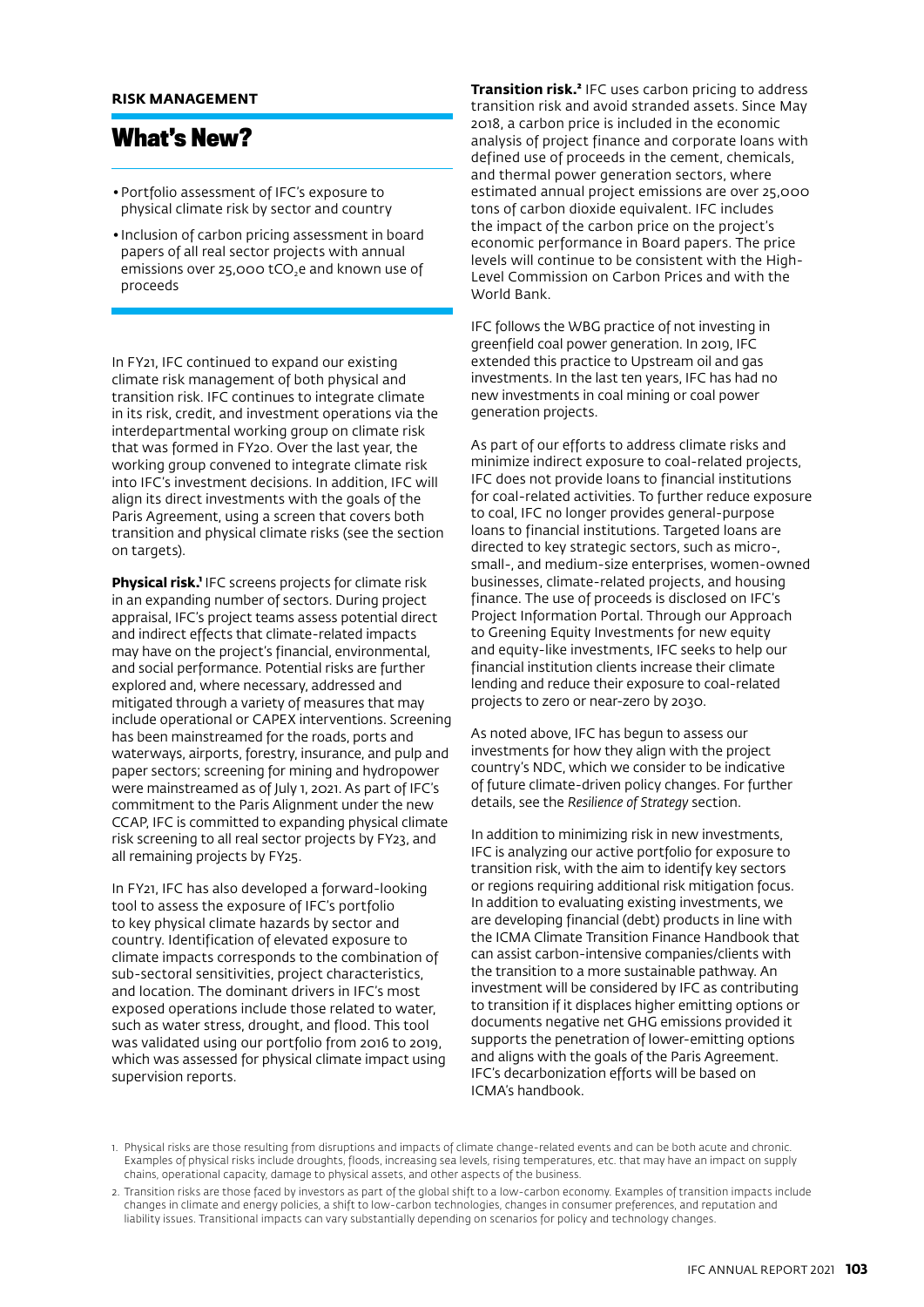**RISK MANAGEMENT**

## What's New?

- Portfolio assessment of IFC's exposure to physical climate risk by sector and country
- Inclusion of carbon pricing assessment in board papers of all real sector projects with annual emissions over 25,000 $tCO_2e$ and known use of proceeds

In FY21, IFC continued to expand our existing climate risk management of both physical and transition risk. IFC continues to integrate climate in its risk, credit, and investment operations via the interdepartmental working group on climate risk that was formed in FY20. Over the last year, the working group convened to integrate climate risk into IFC's investment decisions. In addition, IFC will align its direct investments with the goals of the Paris Agreement, using a screen that covers both transition and physical climate risks (see the section on targets).

**Physical risk.**[1] IFC screens projects for climate risk in an expanding number of sectors. During project appraisal, IFC's project teams assess potential direct and indirect effects that climate-related impacts may have on the project's financial, environmental, and social performance. Potential risks are further explored and, where necessary, addressed and mitigated through a variety of measures that may include operational or CAPEX interventions. Screening has been mainstreamed for the roads, ports and waterways, airports, forestry, insurance, and pulp and paper sectors; screening for mining and hydropower were mainstreamed as of July 1, 2021. As part of IFC's commitment to the Paris Alignment under the new CCAP, IFC is committed to expanding physical climate risk screening to all real sector projects by FY23, and all remaining projects by FY25.

In FY21, IFC has also developed a forward-looking tool to assess the exposure of IFC's portfolio to key physical climate hazards by sector and country. Identification of elevated exposure to climate impacts corresponds to the combination of sub-sectoral sensitivities, project characteristics, and location. The dominant drivers in IFC's most exposed operations include those related to water, such as water stress, drought, and flood. This tool was validated using our portfolio from 2016 to 2019, which was assessed for physical climate impact using supervision reports.

**Transition risk.**[2] IFC uses carbon pricing to address transition risk and avoid stranded assets. Since May 2018, a carbon price is included in the economic analysis of project finance and corporate loans with defined use of proceeds in the cement, chemicals, and thermal power generation sectors, where estimated annual project emissions are over 25,000 tons of carbon dioxide equivalent. IFC includes the impact of the carbon price on the project's economic performance in Board papers. The price levels will continue to be consistent with the High-Level Commission on Carbon Prices and with the World Bank.

IFC follows the WBG practice of not investing in greenfield coal power generation. In 2019, IFC extended this practice to Upstream oil and gas investments. In the last ten years, IFC has had no new investments in coal mining or coal power generation projects.

As part of our efforts to address climate risks and minimize indirect exposure to coal-related projects, IFC does not provide loans to financial institutions for coal-related activities. To further reduce exposure to coal, IFC no longer provides general-purpose loans to financial institutions. Targeted loans are directed to key strategic sectors, such as micro-, small-, and medium-size enterprises, women-owned businesses, climate-related projects, and housing finance. The use of proceeds is disclosed on IFC's Project Information Portal. Through our Approach to Greening Equity Investments for new equity and equity-like investments, IFC seeks to help our financial institution clients increase their climate lending and reduce their exposure to coal-related projects to zero or near-zero by 2030.

As noted above, IFC has begun to assess our investments for how they align with the project country's NDC, which we consider to be indicative of future climate-driven policy changes. For further details, see the *Resilience of Strategy* section.

In addition to minimizing risk in new investments, IFC is analyzing our active portfolio for exposure to transition risk, with the aim to identify key sectors or regions requiring additional risk mitigation focus. In addition to evaluating existing investments, we are developing financial (debt) products in line with the ICMA Climate Transition Finance Handbook that can assist carbon-intensive companies/clients with the transition to a more sustainable pathway. An investment will be considered by IFC as contributing to transition if it displaces higher emitting options or documents negative net GHG emissions provided it supports the penetration of lower-emitting options and aligns with the goals of the Paris Agreement. IFC's decarbonization efforts will be based on ICMA's handbook.

1. Physical risks are those resulting from disruptions and impacts of climate change-related events and can be both acute and chronic. Examples of physical risks include droughts, floods, increasing sea levels, rising temperatures, etc. that may have an impact on supply chains, operational capacity, damage to physical assets, and other aspects of the business.
2. Transition risks are those faced by investors as part of the global shift to a low-carbon economy. Examples of transition impacts include changes in climate and energy policies, a shift to low-carbon technologies, changes in consumer preferences, and reputation and liability issues. Transitional impacts can vary substantially depending on scenarios for policy and technology changes.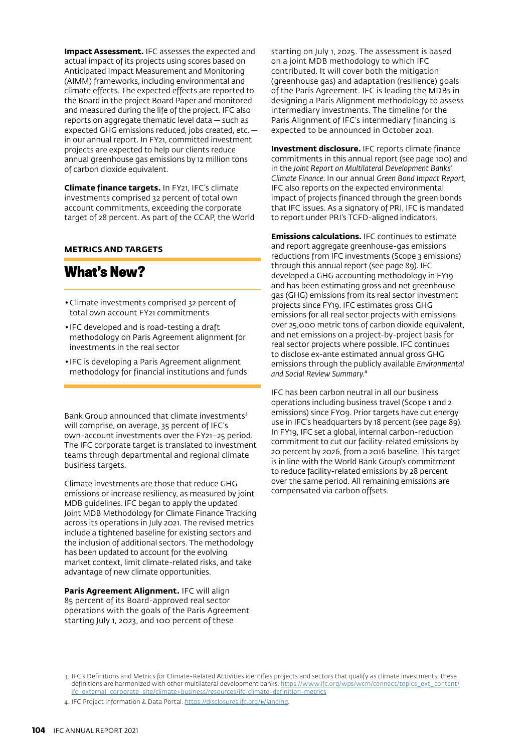**Impact Assessment.** IFC assesses the expected and actual impact of its projects using scores based on Anticipated Impact Measurement and Monitoring (AIMM) frameworks, including environmental and climate effects. The expected effects are reported to the Board in the project Board Paper and monitored and measured during the life of the project. IFC also reports on aggregate thematic level data — such as expected GHG emissions reduced, jobs created, etc. — in our annual report. In FY21, committed investment projects are expected to help our clients reduce annual greenhouse gas emissions by 12 million tons of carbon dioxide equivalent.

**Climate finance targets.** In FY21, IFC's climate investments comprised 32 percent of total own account commitments, exceeding the corporate target of 28 percent. As part of the CCAP, the World Bank Group announced that climate investments[3] will comprise, on average, 35 percent of IFC's own-account investments over the FY21–25 period. The IFC corporate target is translated to investment teams through departmental and regional climate business targets.

Climate investments are those that reduce GHG emissions or increase resiliency, as measured by joint MDB guidelines. IFC began to apply the updated Joint MDB Methodology for Climate Finance Tracking across its operations in July 2021. The revised metrics include a tightened baseline for existing sectors and the inclusion of additional sectors. The methodology has been updated to account for the evolving market context, limit climate-related risks, and take advantage of new climate opportunities.

**Paris Agreement Alignment.** IFC will align 85 percent of its Board-approved real sector operations with the goals of the Paris Agreement starting July 1, 2023, and 100 percent of these starting on July 1, 2025. The assessment is based on a joint MDB methodology to which IFC contributed. It will cover both the mitigation (greenhouse gas) and adaptation (resilience) goals of the Paris Agreement. IFC is leading the MDBs in designing a Paris Alignment methodology to assess intermediary investments. The timeline for the Paris Alignment of IFC's intermediary financing is expected to be announced in October 2021.

**Investment disclosure.** IFC reports climate finance commitments in this annual report (see page 100) and in the *Joint Report on Multilateral Development Banks' Climate Finance*. In our annual *Green Bond Impact Report*, IFC also reports on the expected environmental impact of projects financed through the green bonds that IFC issues. As a signatory of PRI, IFC is mandated to report under PRI's TCFD-aligned indicators.

**Emissions calculations.** IFC continues to estimate and report aggregate greenhouse-gas emissions reductions from IFC investments (Scope 3 emissions) through this annual report (see page 89). IFC developed a GHG accounting methodology in FY19 and has been estimating gross and net greenhouse gas (GHG) emissions from its real sector investment projects since FY19. IFC estimates gross GHG emissions for all real sector projects with emissions over 25,000 metric tons of carbon dioxide equivalent, and net emissions on a project-by-project basis for real sector projects where possible. IFC continues to disclose ex-ante estimated annual gross GHG emissions through the publicly available *Environmental and Social Review Summary*.[4]

IFC has been carbon neutral in all our business operations including business travel (Scope 1 and 2 emissions) since FY09. Prior targets have cut energy use in IFC's headquarters by 18 percent (see page 89). In FY19, IFC set a global, internal carbon-reduction commitment to cut our facility-related emissions by 20 percent by 2026, from a 2016 baseline. This target is in line with the World Bank Group's commitment to reduce facility-related emissions by 28 percent over the same period. All remaining emissions are compensated via carbon offsets.

**METRICS AND TARGETS**

## What's New?

- Climate investments comprised 32 percent of total own account FY21 commitments
- IFC developed and is road-testing a draft methodology on Paris Agreement alignment for investments in the real sector
- IFC is developing a Paris Agreement alignment methodology for financial institutions and funds

3. IFC's Definitions and Metrics for Climate-Related Activities identifies projects and sectors that qualify as climate investments; these definitions are harmonized with other multilateral development banks. https://www.ifc.org/wps/wcm/connect/topics_ext_content/ifc_external_corporate_site/climate+business/resources/ifc-climate-definition-metrics

4. IFC Project Information & Data Portal. https://disclosures.ifc.org/#/landing.